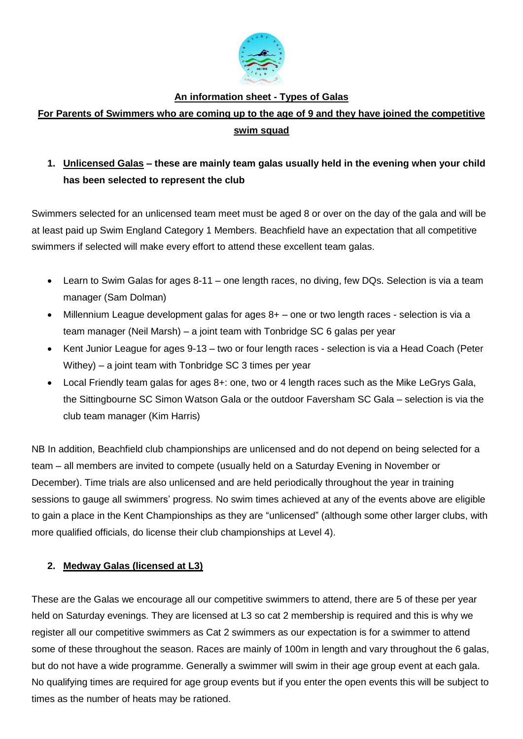**An information sheet - Types of Galas**

**For Parents of Swimmers who are coming up to the age of 9 and they have joined the competitive swim squad**

1. **Unlicensed Galas – these are mainly team galas usually held in the evening when your child has been selected to represent the club**

Swimmers selected for an unlicensed team meet must be aged 8 or over on the day of the gala and will be at least paid up Swim England Category 1 Members. Beachfield have an expectation that all competitive swimmers if selected will make every effort to attend these excellent team galas.

- Learn to Swim Galas for ages 8-11 – one length races, no diving, few DQs. Selection is via a team manager (Sam Dolman)
- Millennium League development galas for ages 8+ – one or two length races - selection is via a team manager (Neil Marsh) – a joint team with Tonbridge SC 6 galas per year
- Kent Junior League for ages 9-13 – two or four length races - selection is via a Head Coach (Peter Withey) – a joint team with Tonbridge SC 3 times per year
- Local Friendly team galas for ages 8+: one, two or 4 length races such as the Mike LeGrys Gala, the Sittingbourne SC Simon Watson Gala or the outdoor Faversham SC Gala – selection is via the club team manager (Kim Harris)

NB In addition, Beachfield club championships are unlicensed and do not depend on being selected for a team – all members are invited to compete (usually held on a Saturday Evening in November or December). Time trials are also unlicensed and are held periodically throughout the year in training sessions to gauge all swimmers' progress. No swim times achieved at any of the events above are eligible to gain a place in the Kent Championships as they are "unlicensed" (although some other larger clubs, with more qualified officials, do license their club championships at Level 4).

2. **Medway Galas (licensed at L3)**

These are the Galas we encourage all our competitive swimmers to attend, there are 5 of these per year held on Saturday evenings. They are licensed at L3 so cat 2 membership is required and this is why we register all our competitive swimmers as Cat 2 swimmers as our expectation is for a swimmer to attend some of these throughout the season. Races are mainly of 100m in length and vary throughout the 6 galas, but do not have a wide programme. Generally a swimmer will swim in their age group event at each gala. No qualifying times are required for age group events but if you enter the open events this will be subject to times as the number of heats may be rationed.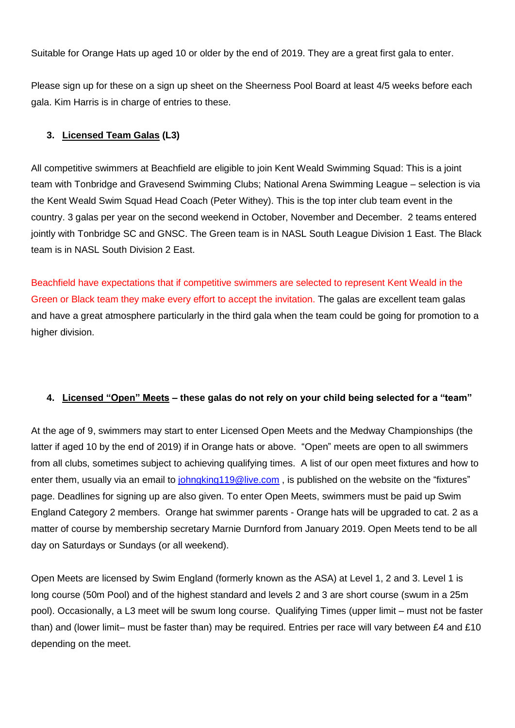Suitable for Orange Hats up aged 10 or older by the end of 2019. They are a great first gala to enter.

Please sign up for these on a sign up sheet on the Sheerness Pool Board at least 4/5 weeks before each gala. Kim Harris is in charge of entries to these.

### 3. Licensed Team Galas (L3)

All competitive swimmers at Beachfield are eligible to join Kent Weald Swimming Squad: This is a joint team with Tonbridge and Gravesend Swimming Clubs; National Arena Swimming League – selection is via the Kent Weald Swim Squad Head Coach (Peter Withey). This is the top inter club team event in the country. 3 galas per year on the second weekend in October, November and December. 2 teams entered jointly with Tonbridge SC and GNSC. The Green team is in NASL South League Division 1 East. The Black team is in NASL South Division 2 East.

Beachfield have expectations that if competitive swimmers are selected to represent Kent Weald in the Green or Black team they make every effort to accept the invitation. The galas are excellent team galas and have a great atmosphere particularly in the third gala when the team could be going for promotion to a higher division.

### 4. Licensed "Open" Meets – these galas do not rely on your child being selected for a "team"

At the age of 9, swimmers may start to enter Licensed Open Meets and the Medway Championships (the latter if aged 10 by the end of 2019) if in Orange hats or above. "Open" meets are open to all swimmers from all clubs, sometimes subject to achieving qualifying times. A list of our open meet fixtures and how to enter them, usually via an email to johngking119@live.com , is published on the website on the "fixtures" page. Deadlines for signing up are also given. To enter Open Meets, swimmers must be paid up Swim England Category 2 members. Orange hat swimmer parents - Orange hats will be upgraded to cat. 2 as a matter of course by membership secretary Marnie Durnford from January 2019. Open Meets tend to be all day on Saturdays or Sundays (or all weekend).

Open Meets are licensed by Swim England (formerly known as the ASA) at Level 1, 2 and 3. Level 1 is long course (50m Pool) and of the highest standard and levels 2 and 3 are short course (swum in a 25m pool). Occasionally, a L3 meet will be swum long course. Qualifying Times (upper limit – must not be faster than) and (lower limit– must be faster than) may be required. Entries per race will vary between £4 and £10 depending on the meet.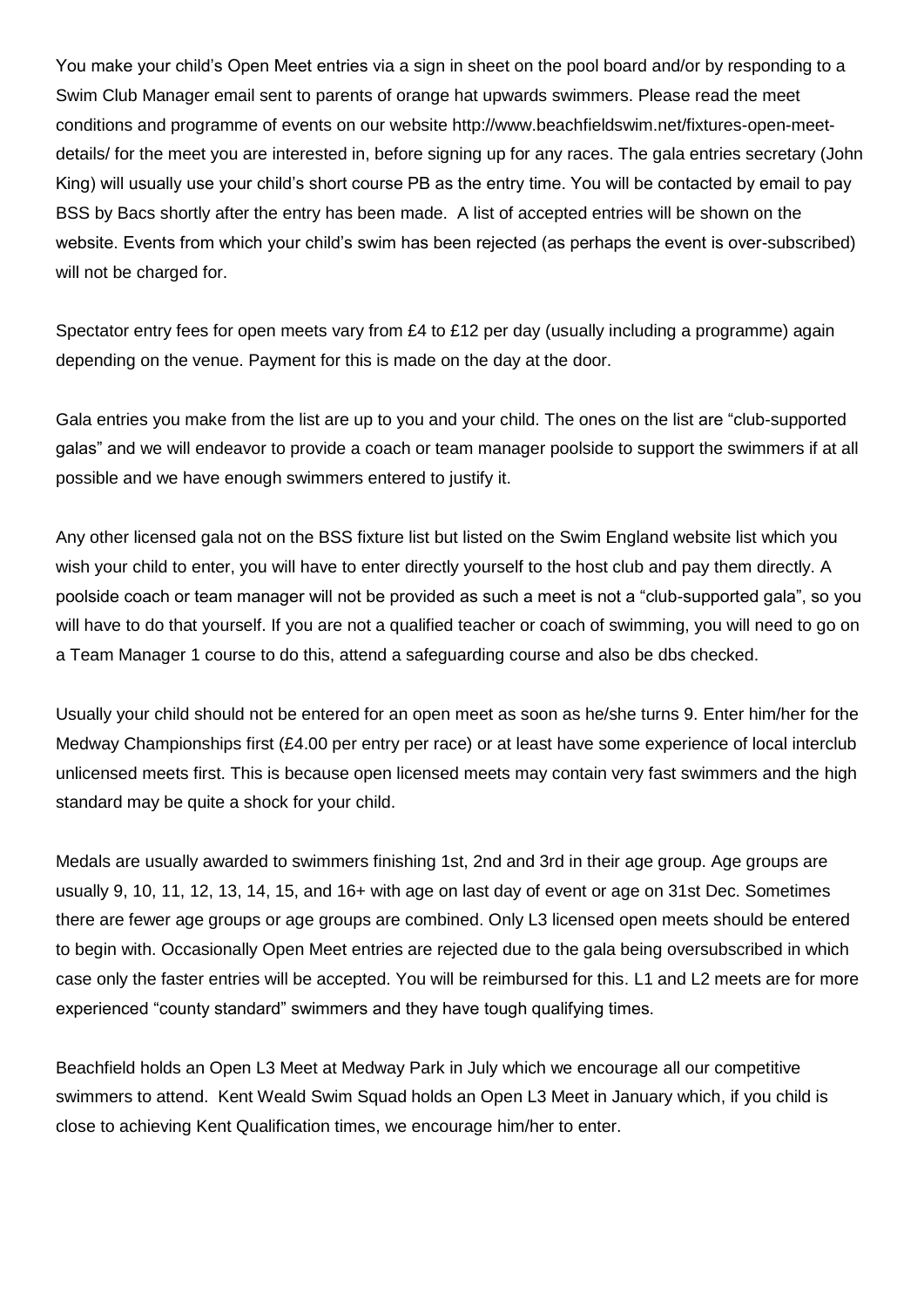You make your child's Open Meet entries via a sign in sheet on the pool board and/or by responding to a Swim Club Manager email sent to parents of orange hat upwards swimmers. Please read the meet conditions and programme of events on our website http://www.beachfieldswim.net/fixtures-open-meet-details/ for the meet you are interested in, before signing up for any races. The gala entries secretary (John King) will usually use your child's short course PB as the entry time. You will be contacted by email to pay BSS by Bacs shortly after the entry has been made. A list of accepted entries will be shown on the website. Events from which your child's swim has been rejected (as perhaps the event is over-subscribed) will not be charged for.

Spectator entry fees for open meets vary from £4 to £12 per day (usually including a programme) again depending on the venue. Payment for this is made on the day at the door.

Gala entries you make from the list are up to you and your child. The ones on the list are "club-supported galas" and we will endeavor to provide a coach or team manager poolside to support the swimmers if at all possible and we have enough swimmers entered to justify it.

Any other licensed gala not on the BSS fixture list but listed on the Swim England website list which you wish your child to enter, you will have to enter directly yourself to the host club and pay them directly. A poolside coach or team manager will not be provided as such a meet is not a "club-supported gala", so you will have to do that yourself. If you are not a qualified teacher or coach of swimming, you will need to go on a Team Manager 1 course to do this, attend a safeguarding course and also be dbs checked.

Usually your child should not be entered for an open meet as soon as he/she turns 9. Enter him/her for the Medway Championships first (£4.00 per entry per race) or at least have some experience of local interclub unlicensed meets first. This is because open licensed meets may contain very fast swimmers and the high standard may be quite a shock for your child.

Medals are usually awarded to swimmers finishing 1st, 2nd and 3rd in their age group. Age groups are usually 9, 10, 11, 12, 13, 14, 15, and 16+ with age on last day of event or age on 31st Dec. Sometimes there are fewer age groups or age groups are combined. Only L3 licensed open meets should be entered to begin with. Occasionally Open Meet entries are rejected due to the gala being oversubscribed in which case only the faster entries will be accepted. You will be reimbursed for this. L1 and L2 meets are for more experienced "county standard" swimmers and they have tough qualifying times.

Beachfield holds an Open L3 Meet at Medway Park in July which we encourage all our competitive swimmers to attend. Kent Weald Swim Squad holds an Open L3 Meet in January which, if you child is close to achieving Kent Qualification times, we encourage him/her to enter.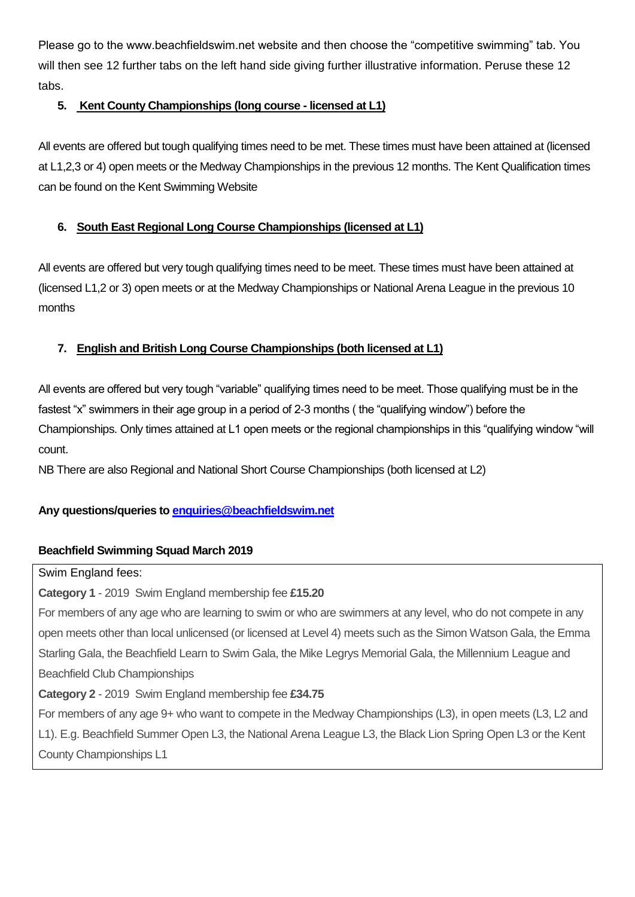Please go to the www.beachfieldswim.net website and then choose the "competitive swimming" tab. You will then see 12 further tabs on the left hand side giving further illustrative information. Peruse these 12 tabs.

5. **Kent County Championships (long course - licensed at L1)**

All events are offered but tough qualifying times need to be met. These times must have been attained at (licensed at L1,2,3 or 4) open meets or the Medway Championships in the previous 12 months. The Kent Qualification times can be found on the Kent Swimming Website

6. **South East Regional Long Course Championships (licensed at L1)**

All events are offered but very tough qualifying times need to be meet. These times must have been attained at (licensed L1,2 or 3) open meets or at the Medway Championships or National Arena League in the previous 10 months

7. **English and British Long Course Championships (both licensed at L1)**

All events are offered but very tough "variable" qualifying times need to be meet. Those qualifying must be in the fastest "x" swimmers in their age group in a period of 2-3 months ( the "qualifying window") before the Championships. Only times attained at L1 open meets or the regional championships in this "qualifying window "will count.

NB There are also Regional and National Short Course Championships (both licensed at L2)

**Any questions/queries to enquiries@beachfieldswim.net**

**Beachfield Swimming Squad March 2019**

Swim England fees:

**Category 1** - 2019 Swim England membership fee **£15.20**

For members of any age who are learning to swim or who are swimmers at any level, who do not compete in any open meets other than local unlicensed (or licensed at Level 4) meets such as the Simon Watson Gala, the Emma Starling Gala, the Beachfield Learn to Swim Gala, the Mike Legrys Memorial Gala, the Millennium League and Beachfield Club Championships

**Category 2** - 2019 Swim England membership fee **£34.75**

For members of any age 9+ who want to compete in the Medway Championships (L3), in open meets (L3, L2 and L1). E.g. Beachfield Summer Open L3, the National Arena League L3, the Black Lion Spring Open L3 or the Kent County Championships L1